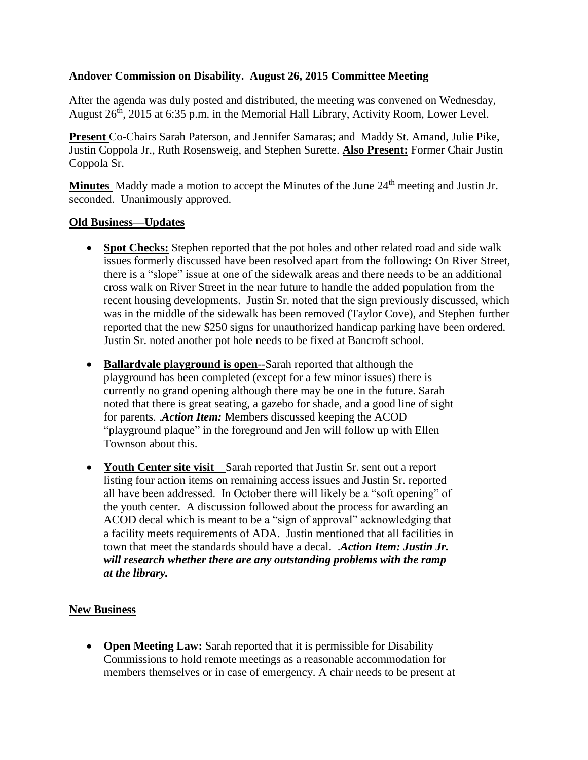**Andover Commission on Disability. August 26, 2015 Committee Meeting**

After the agenda was duly posted and distributed, the meeting was convened on Wednesday, August 26th, 2015 at 6:35 p.m. in the Memorial Hall Library, Activity Room, Lower Level.

**Present** Co-Chairs Sarah Paterson, and Jennifer Samaras; and Maddy St. Amand, Julie Pike, Justin Coppola Jr., Ruth Rosensweig, and Stephen Surette. **Also Present:** Former Chair Justin Coppola Sr.

**Minutes** Maddy made a motion to accept the Minutes of the June 24th meeting and Justin Jr. seconded. Unanimously approved.

**Old Business—Updates**

- **Spot Checks:** Stephen reported that the pot holes and other related road and side walk issues formerly discussed have been resolved apart from the following**:** On River Street, there is a "slope" issue at one of the sidewalk areas and there needs to be an additional cross walk on River Street in the near future to handle the added population from the recent housing developments. Justin Sr. noted that the sign previously discussed, which was in the middle of the sidewalk has been removed (Taylor Cove), and Stephen further reported that the new $250 signs for unauthorized handicap parking have been ordered. Justin Sr. noted another pot hole needs to be fixed at Bancroft school.

- **Ballardvale playground is open**--Sarah reported that although the playground has been completed (except for a few minor issues) there is currently no grand opening although there may be one in the future. Sarah noted that there is great seating, a gazebo for shade, and a good line of sight for parents. .***Action Item:*** Members discussed keeping the ACOD "playground plaque" in the foreground and Jen will follow up with Ellen Townson about this.

- **Youth Center site visit**—Sarah reported that Justin Sr. sent out a report listing four action items on remaining access issues and Justin Sr. reported all have been addressed. In October there will likely be a "soft opening" of the youth center. A discussion followed about the process for awarding an ACOD decal which is meant to be a "sign of approval" acknowledging that a facility meets requirements of ADA. Justin mentioned that all facilities in town that meet the standards should have a decal. .***Action Item: Justin Jr. will research whether there are any outstanding problems with the ramp at the library.***

**New Business**

- **Open Meeting Law:** Sarah reported that it is permissible for Disability Commissions to hold remote meetings as a reasonable accommodation for members themselves or in case of emergency. A chair needs to be present at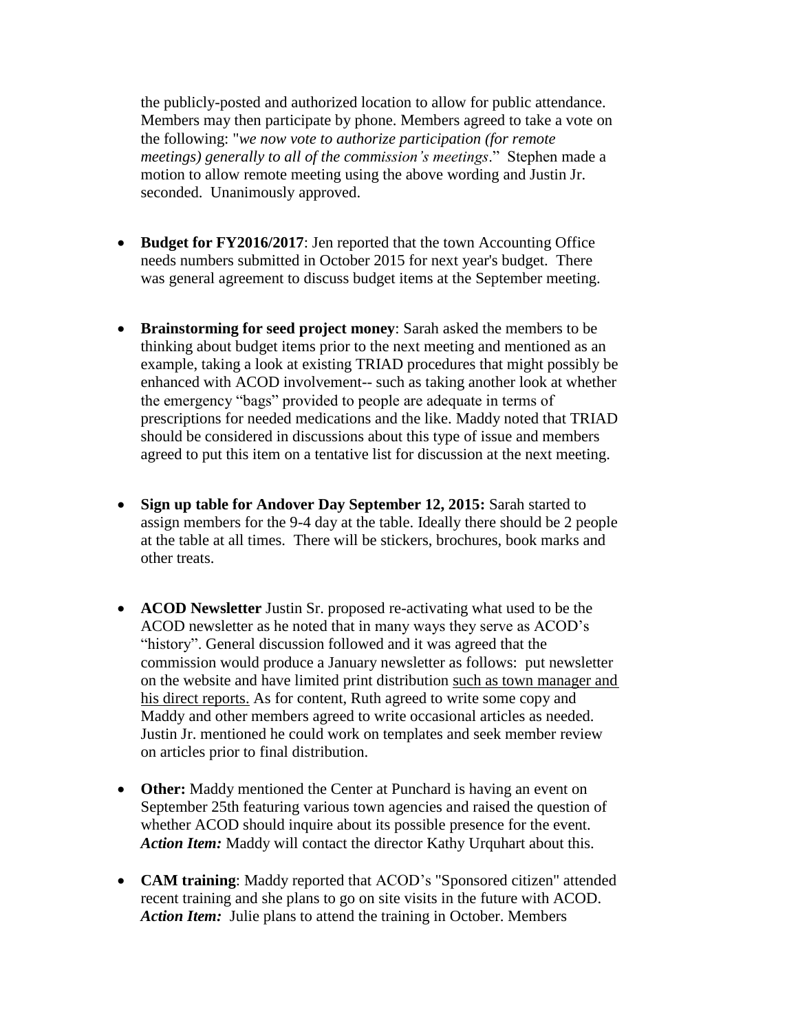the publicly-posted and authorized location to allow for public attendance. Members may then participate by phone. Members agreed to take a vote on the following: "*we now vote to authorize participation (for remote meetings) generally to all of the commission's meetings*." Stephen made a motion to allow remote meeting using the above wording and Justin Jr. seconded. Unanimously approved.

- **Budget for FY2016/2017**: Jen reported that the town Accounting Office needs numbers submitted in October 2015 for next year's budget. There was general agreement to discuss budget items at the September meeting.

- **Brainstorming for seed project money**: Sarah asked the members to be thinking about budget items prior to the next meeting and mentioned as an example, taking a look at existing TRIAD procedures that might possibly be enhanced with ACOD involvement-- such as taking another look at whether the emergency "bags" provided to people are adequate in terms of prescriptions for needed medications and the like. Maddy noted that TRIAD should be considered in discussions about this type of issue and members agreed to put this item on a tentative list for discussion at the next meeting.

- **Sign up table for Andover Day September 12, 2015:** Sarah started to assign members for the 9-4 day at the table. Ideally there should be 2 people at the table at all times. There will be stickers, brochures, book marks and other treats.

- **ACOD Newsletter** Justin Sr. proposed re-activating what used to be the ACOD newsletter as he noted that in many ways they serve as ACOD's "history". General discussion followed and it was agreed that the commission would produce a January newsletter as follows: put newsletter on the website and have limited print distribution <u>such as town manager and his direct reports.</u> As for content, Ruth agreed to write some copy and Maddy and other members agreed to write occasional articles as needed. Justin Jr. mentioned he could work on templates and seek member review on articles prior to final distribution.

- **Other:** Maddy mentioned the Center at Punchard is having an event on September 25th featuring various town agencies and raised the question of whether ACOD should inquire about its possible presence for the event. ***Action Item:*** Maddy will contact the director Kathy Urquhart about this.

- **CAM training**: Maddy reported that ACOD's "Sponsored citizen" attended recent training and she plans to go on site visits in the future with ACOD. ***Action Item:*** Julie plans to attend the training in October. Members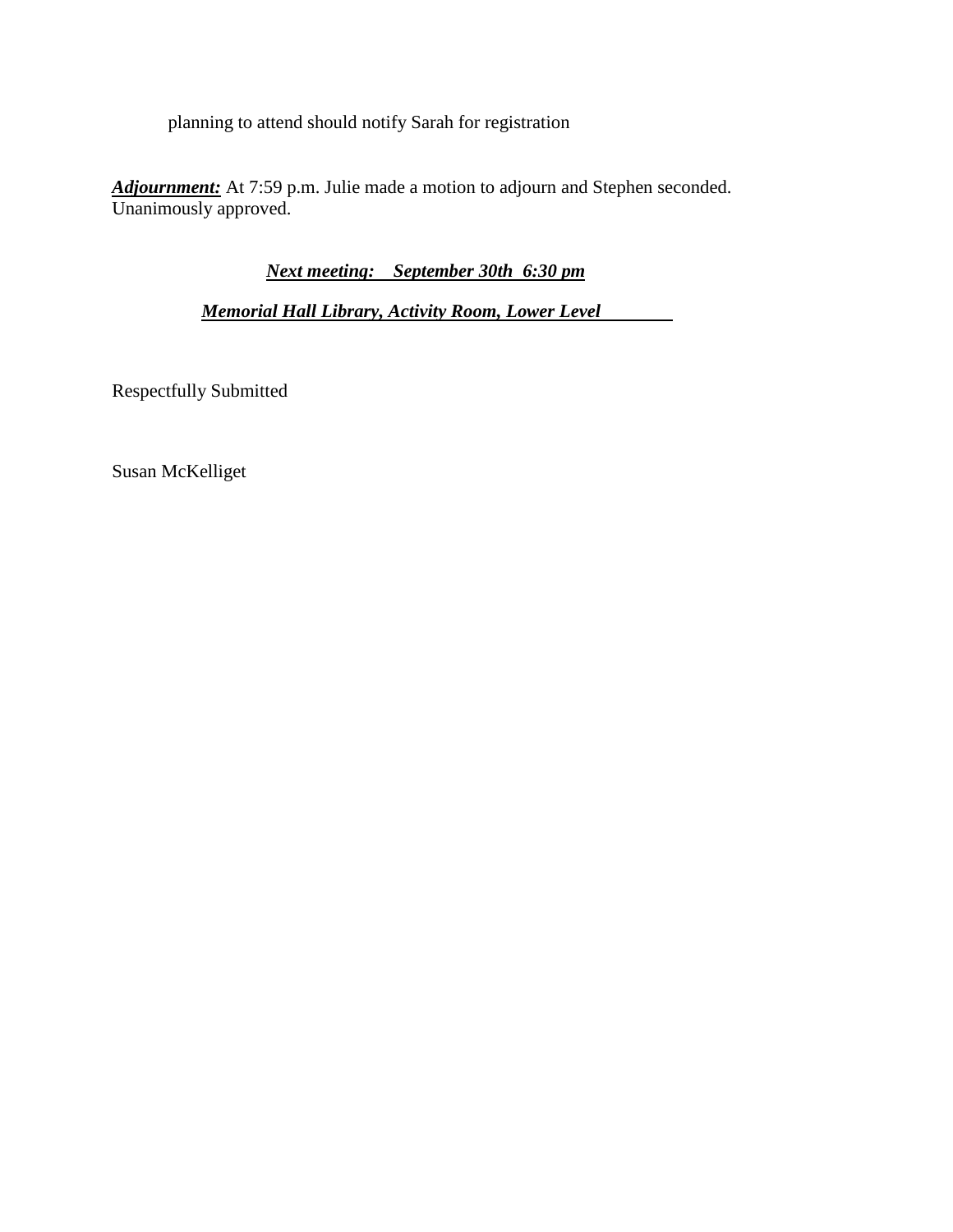planning to attend should notify Sarah for registration

***Adjournment:*** At 7:59 p.m. Julie made a motion to adjourn and Stephen seconded. Unanimously approved.

***Next meeting: September 30th 6:30 pm***

***Memorial Hall Library, Activity Room, Lower Level***

Respectfully Submitted

Susan McKelliget